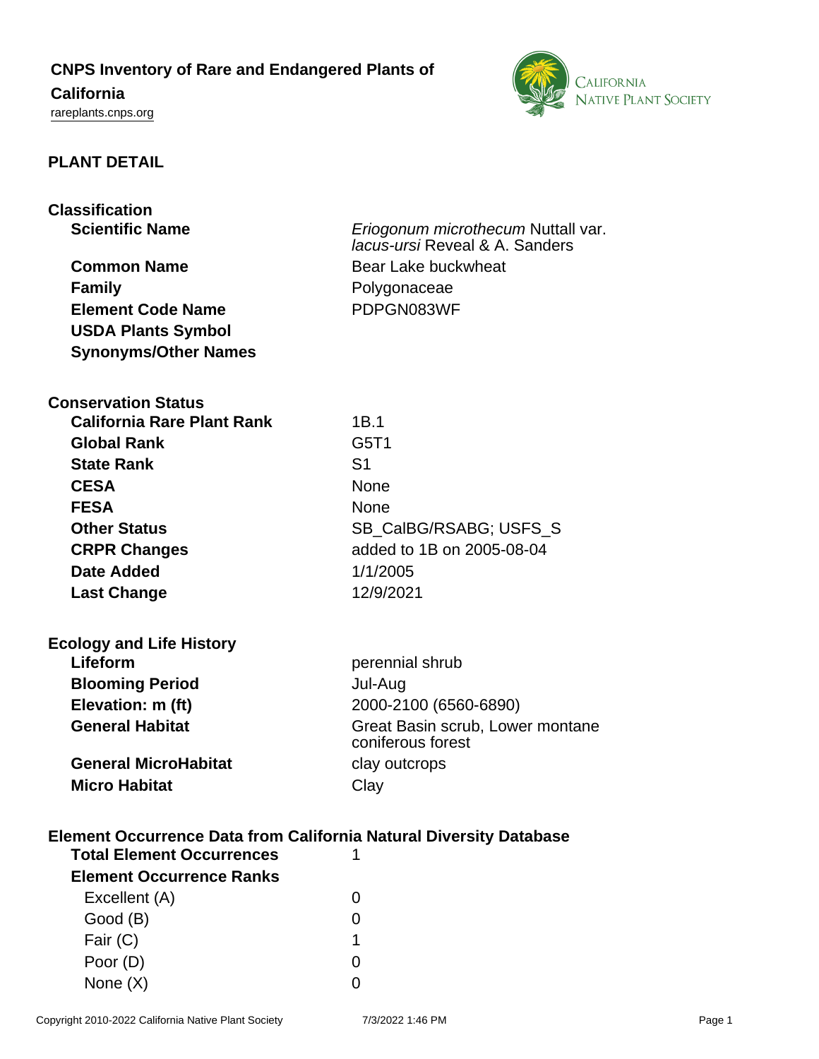# CNPS Inventory of Rare and Endangered Plants of California

rareplants.cnps.org

## PLANT DETAIL

### Classification

| | |
|---|---|
| **Scientific Name** | *Eriogonum microthecum* Nuttall var. *lacus-ursi* Reveal & A. Sanders |
| **Common Name** | Bear Lake buckwheat |
| **Family** | Polygonaceae |
| **Element Code Name** | PDPGN083WF |
| **USDA Plants Symbol** | |
| **Synonyms/Other Names** | |

### Conservation Status

| | |
|---|---|
| **California Rare Plant Rank** | 1B.1 |
| **Global Rank** | G5T1 |
| **State Rank** | S1 |
| **CESA** | None |
| **FESA** | None |
| **Other Status** | SB_CalBG/RSABG; USFS_S |
| **CRPR Changes** | added to 1B on 2005-08-04 |
| **Date Added** | 1/1/2005 |
| **Last Change** | 12/9/2021 |

### Ecology and Life History

| | |
|---|---|
| **Lifeform** | perennial shrub |
| **Blooming Period** | Jul-Aug |
| **Elevation: m (ft)** | 2000-2100 (6560-6890) |
| **General Habitat** | Great Basin scrub, Lower montane coniferous forest |
| **General MicroHabitat** | clay outcrops |
| **Micro Habitat** | Clay |

### Element Occurrence Data from California Natural Diversity Database

| | |
|---|---|
| **Total Element Occurrences** | 1 |
| **Element Occurrence Ranks** | |
| Excellent (A) | 0 |
| Good (B) | 0 |
| Fair (C) | 1 |
| Poor (D) | 0 |
| None (X) | 0 |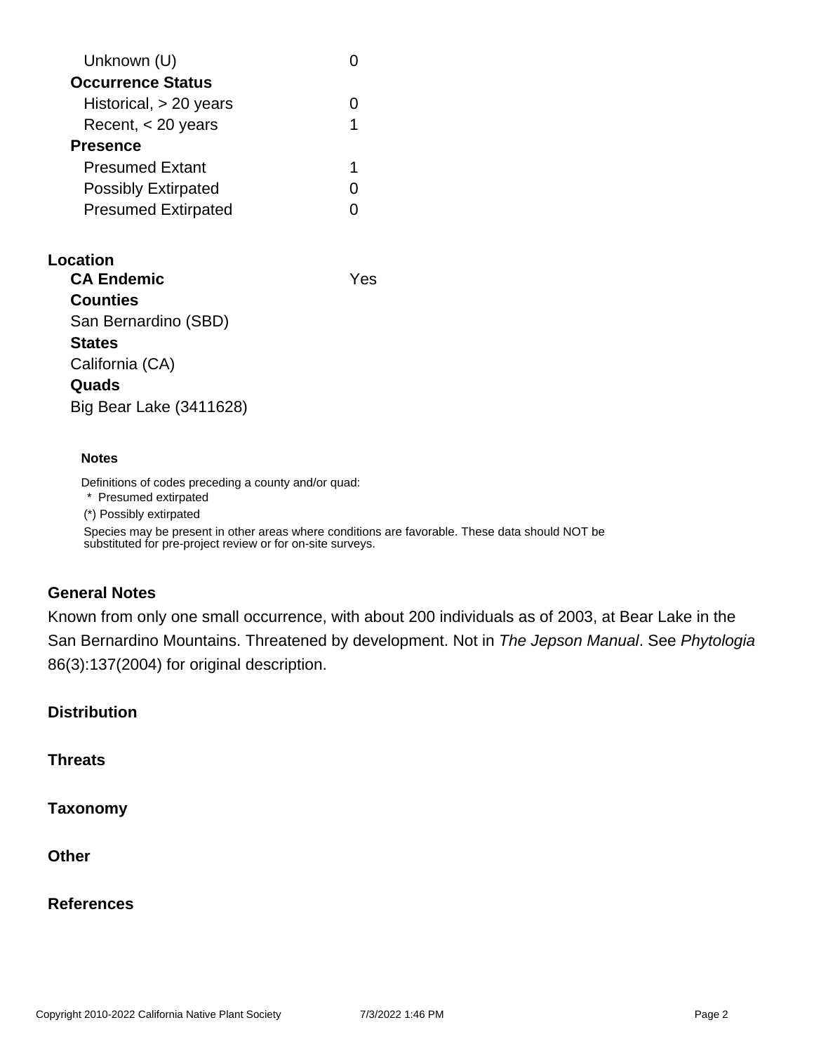| | |
|---|---|
| Unknown (U) | 0 |
| **Occurrence Status** | |
| Historical, > 20 years | 0 |
| Recent, < 20 years | 1 |
| **Presence** | |
| Presumed Extant | 1 |
| Possibly Extirpated | 0 |
| Presumed Extirpated | 0 |

## Location

**CA Endemic** Yes

**Counties**

San Bernardino (SBD)

**States**

California (CA)

**Quads**

Big Bear Lake (3411628)

**Notes**

Definitions of codes preceding a county and/or quad:

\* Presumed extirpated

(*) Possibly extirpated

Species may be present in other areas where conditions are favorable. These data should NOT be substituted for pre-project review or for on-site surveys.

## General Notes

Known from only one small occurrence, with about 200 individuals as of 2003, at Bear Lake in the San Bernardino Mountains. Threatened by development. Not in *The Jepson Manual*. See *Phytologia* 86(3):137(2004) for original description.

## Distribution

## Threats

## Taxonomy

## Other

## References